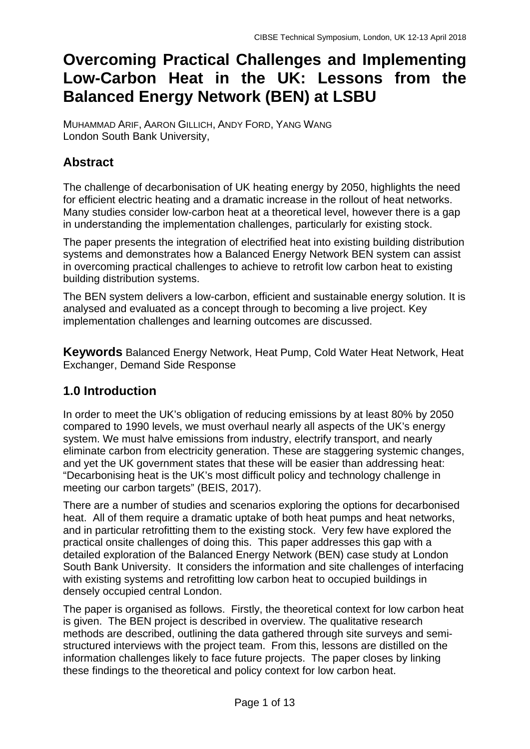# Overcoming Practical Challenges and Implementing Low-Carbon Heat in the UK: Lessons from the Balanced Energy Network (BEN) at LSBU

MUHAMMAD ARIF, AARON GILLICH, ANDY FORD, YANG WANG
London South Bank University,

## Abstract

The challenge of decarbonisation of UK heating energy by 2050, highlights the need for efficient electric heating and a dramatic increase in the rollout of heat networks. Many studies consider low-carbon heat at a theoretical level, however there is a gap in understanding the implementation challenges, particularly for existing stock.

The paper presents the integration of electrified heat into existing building distribution systems and demonstrates how a Balanced Energy Network BEN system can assist in overcoming practical challenges to achieve to retrofit low carbon heat to existing building distribution systems.

The BEN system delivers a low-carbon, efficient and sustainable energy solution. It is analysed and evaluated as a concept through to becoming a live project. Key implementation challenges and learning outcomes are discussed.

**Keywords** Balanced Energy Network, Heat Pump, Cold Water Heat Network, Heat Exchanger, Demand Side Response

## 1.0 Introduction

In order to meet the UK's obligation of reducing emissions by at least 80% by 2050 compared to 1990 levels, we must overhaul nearly all aspects of the UK's energy system. We must halve emissions from industry, electrify transport, and nearly eliminate carbon from electricity generation. These are staggering systemic changes, and yet the UK government states that these will be easier than addressing heat: "Decarbonising heat is the UK's most difficult policy and technology challenge in meeting our carbon targets" (BEIS, 2017).

There are a number of studies and scenarios exploring the options for decarbonised heat. All of them require a dramatic uptake of both heat pumps and heat networks, and in particular retrofitting them to the existing stock. Very few have explored the practical onsite challenges of doing this. This paper addresses this gap with a detailed exploration of the Balanced Energy Network (BEN) case study at London South Bank University. It considers the information and site challenges of interfacing with existing systems and retrofitting low carbon heat to occupied buildings in densely occupied central London.

The paper is organised as follows. Firstly, the theoretical context for low carbon heat is given. The BEN project is described in overview. The qualitative research methods are described, outlining the data gathered through site surveys and semi-structured interviews with the project team. From this, lessons are distilled on the information challenges likely to face future projects. The paper closes by linking these findings to the theoretical and policy context for low carbon heat.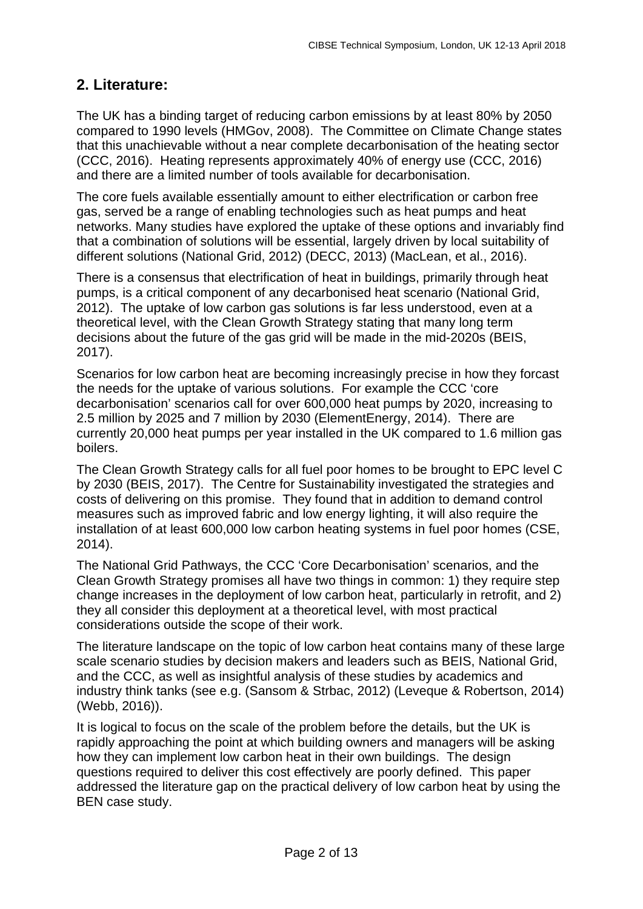## 2. Literature:

The UK has a binding target of reducing carbon emissions by at least 80% by 2050 compared to 1990 levels (HMGov, 2008). The Committee on Climate Change states that this unachievable without a near complete decarbonisation of the heating sector (CCC, 2016). Heating represents approximately 40% of energy use (CCC, 2016) and there are a limited number of tools available for decarbonisation.

The core fuels available essentially amount to either electrification or carbon free gas, served be a range of enabling technologies such as heat pumps and heat networks. Many studies have explored the uptake of these options and invariably find that a combination of solutions will be essential, largely driven by local suitability of different solutions (National Grid, 2012) (DECC, 2013) (MacLean, et al., 2016).

There is a consensus that electrification of heat in buildings, primarily through heat pumps, is a critical component of any decarbonised heat scenario (National Grid, 2012). The uptake of low carbon gas solutions is far less understood, even at a theoretical level, with the Clean Growth Strategy stating that many long term decisions about the future of the gas grid will be made in the mid-2020s (BEIS, 2017).

Scenarios for low carbon heat are becoming increasingly precise in how they forcast the needs for the uptake of various solutions. For example the CCC 'core decarbonisation' scenarios call for over 600,000 heat pumps by 2020, increasing to 2.5 million by 2025 and 7 million by 2030 (ElementEnergy, 2014). There are currently 20,000 heat pumps per year installed in the UK compared to 1.6 million gas boilers.

The Clean Growth Strategy calls for all fuel poor homes to be brought to EPC level C by 2030 (BEIS, 2017). The Centre for Sustainability investigated the strategies and costs of delivering on this promise. They found that in addition to demand control measures such as improved fabric and low energy lighting, it will also require the installation of at least 600,000 low carbon heating systems in fuel poor homes (CSE, 2014).

The National Grid Pathways, the CCC 'Core Decarbonisation' scenarios, and the Clean Growth Strategy promises all have two things in common: 1) they require step change increases in the deployment of low carbon heat, particularly in retrofit, and 2) they all consider this deployment at a theoretical level, with most practical considerations outside the scope of their work.

The literature landscape on the topic of low carbon heat contains many of these large scale scenario studies by decision makers and leaders such as BEIS, National Grid, and the CCC, as well as insightful analysis of these studies by academics and industry think tanks (see e.g. (Sansom & Strbac, 2012) (Leveque & Robertson, 2014) (Webb, 2016)).

It is logical to focus on the scale of the problem before the details, but the UK is rapidly approaching the point at which building owners and managers will be asking how they can implement low carbon heat in their own buildings. The design questions required to deliver this cost effectively are poorly defined. This paper addressed the literature gap on the practical delivery of low carbon heat by using the BEN case study.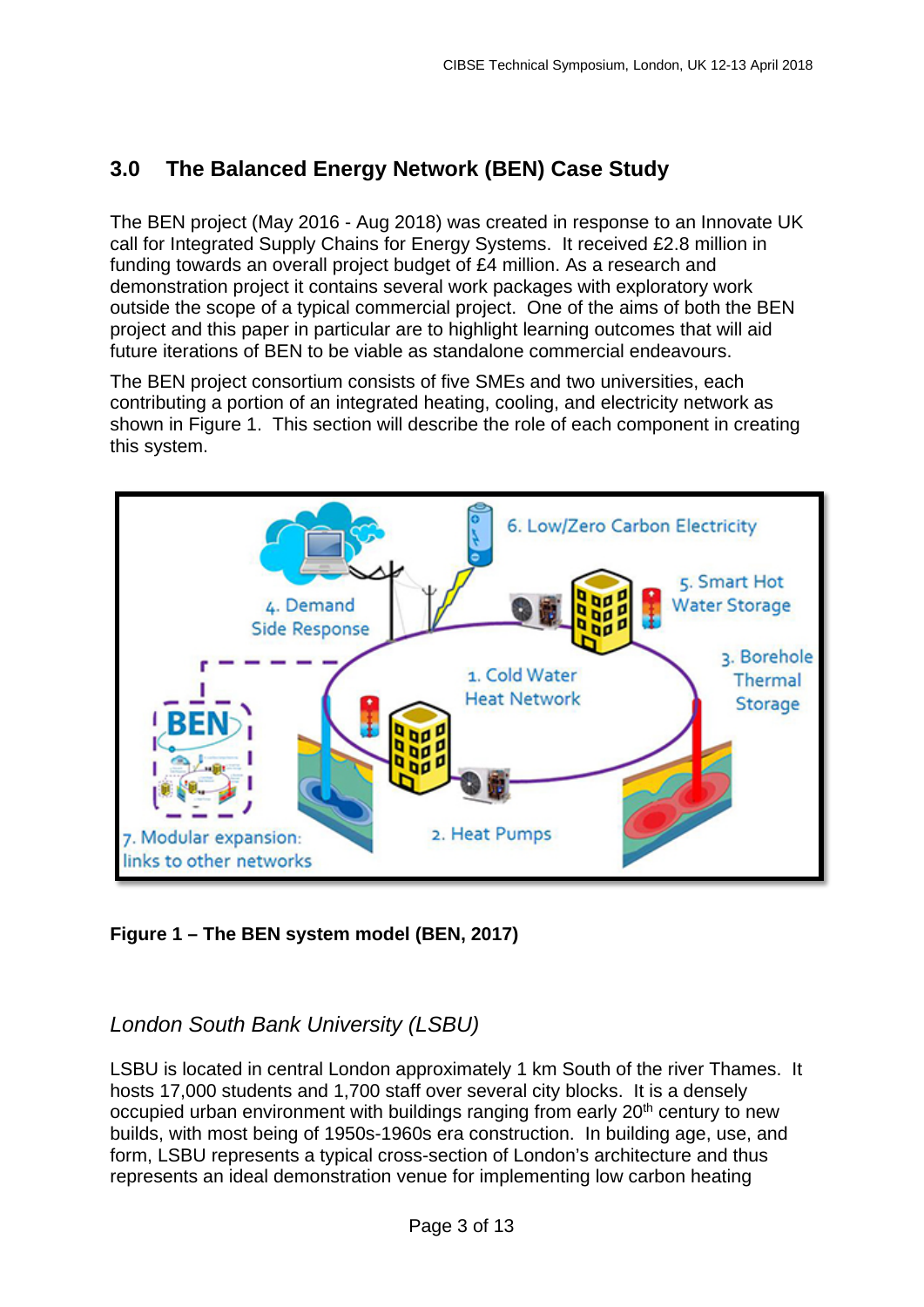## 3.0 The Balanced Energy Network (BEN) Case Study

The BEN project (May 2016 - Aug 2018) was created in response to an Innovate UK call for Integrated Supply Chains for Energy Systems. It received £2.8 million in funding towards an overall project budget of £4 million. As a research and demonstration project it contains several work packages with exploratory work outside the scope of a typical commercial project. One of the aims of both the BEN project and this paper in particular are to highlight learning outcomes that will aid future iterations of BEN to be viable as standalone commercial endeavours.

The BEN project consortium consists of five SMEs and two universities, each contributing a portion of an integrated heating, cooling, and electricity network as shown in Figure 1. This section will describe the role of each component in creating this system.

**Figure 1 – The BEN system model (BEN, 2017)**

### *London South Bank University (LSBU)*

LSBU is located in central London approximately 1 km South of the river Thames. It hosts 17,000 students and 1,700 staff over several city blocks. It is a densely occupied urban environment with buildings ranging from early 20th century to new builds, with most being of 1950s-1960s era construction. In building age, use, and form, LSBU represents a typical cross-section of London's architecture and thus represents an ideal demonstration venue for implementing low carbon heating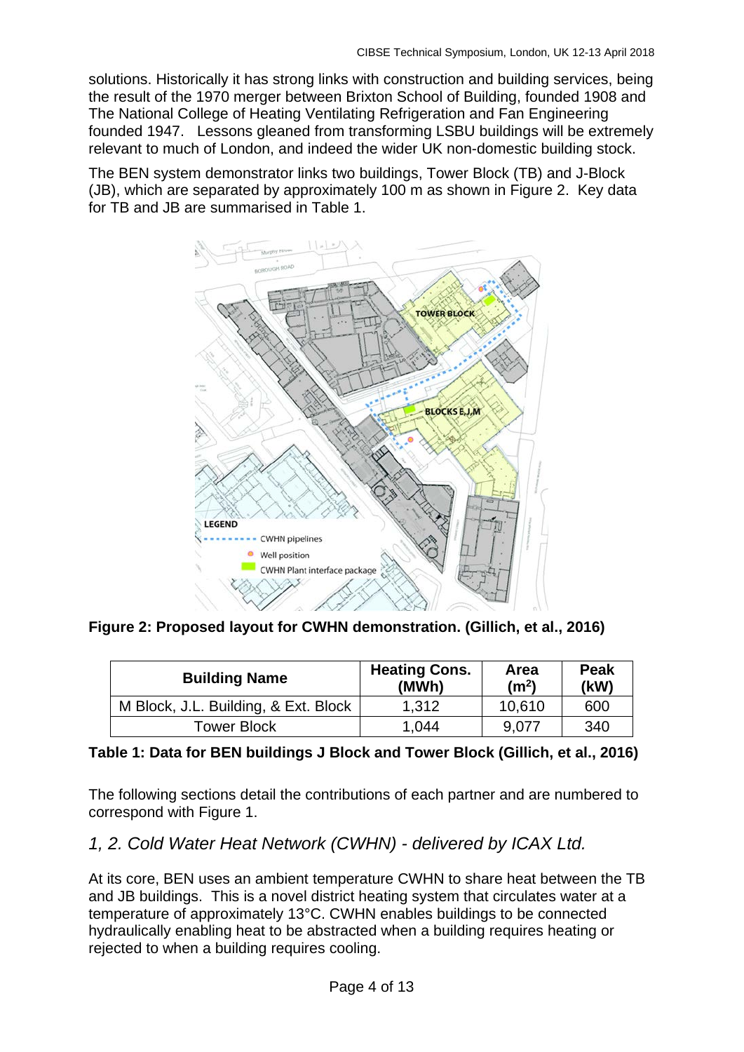solutions. Historically it has strong links with construction and building services, being the result of the 1970 merger between Brixton School of Building, founded 1908 and The National College of Heating Ventilating Refrigeration and Fan Engineering founded 1947. Lessons gleaned from transforming LSBU buildings will be extremely relevant to much of London, and indeed the wider UK non-domestic building stock.

The BEN system demonstrator links two buildings, Tower Block (TB) and J-Block (JB), which are separated by approximately 100 m as shown in Figure 2. Key data for TB and JB are summarised in Table 1.

**Figure 2: Proposed layout for CWHN demonstration. (Gillich, et al., 2016)**

| Building Name | Heating Cons. (MWh) | Area ($m^2$) | Peak (kW) |
|---|---|---|---|
| M Block, J.L. Building, & Ext. Block | 1,312 | 10,610 | 600 |
| Tower Block | 1,044 | 9,077 | 340 |

**Table 1: Data for BEN buildings J Block and Tower Block (Gillich, et al., 2016)**

The following sections detail the contributions of each partner and are numbered to correspond with Figure 1.

## *1, 2. Cold Water Heat Network (CWHN) - delivered by ICAX Ltd.*

At its core, BEN uses an ambient temperature CWHN to share heat between the TB and JB buildings. This is a novel district heating system that circulates water at a temperature of approximately 13°C. CWHN enables buildings to be connected hydraulically enabling heat to be abstracted when a building requires heating or rejected to when a building requires cooling.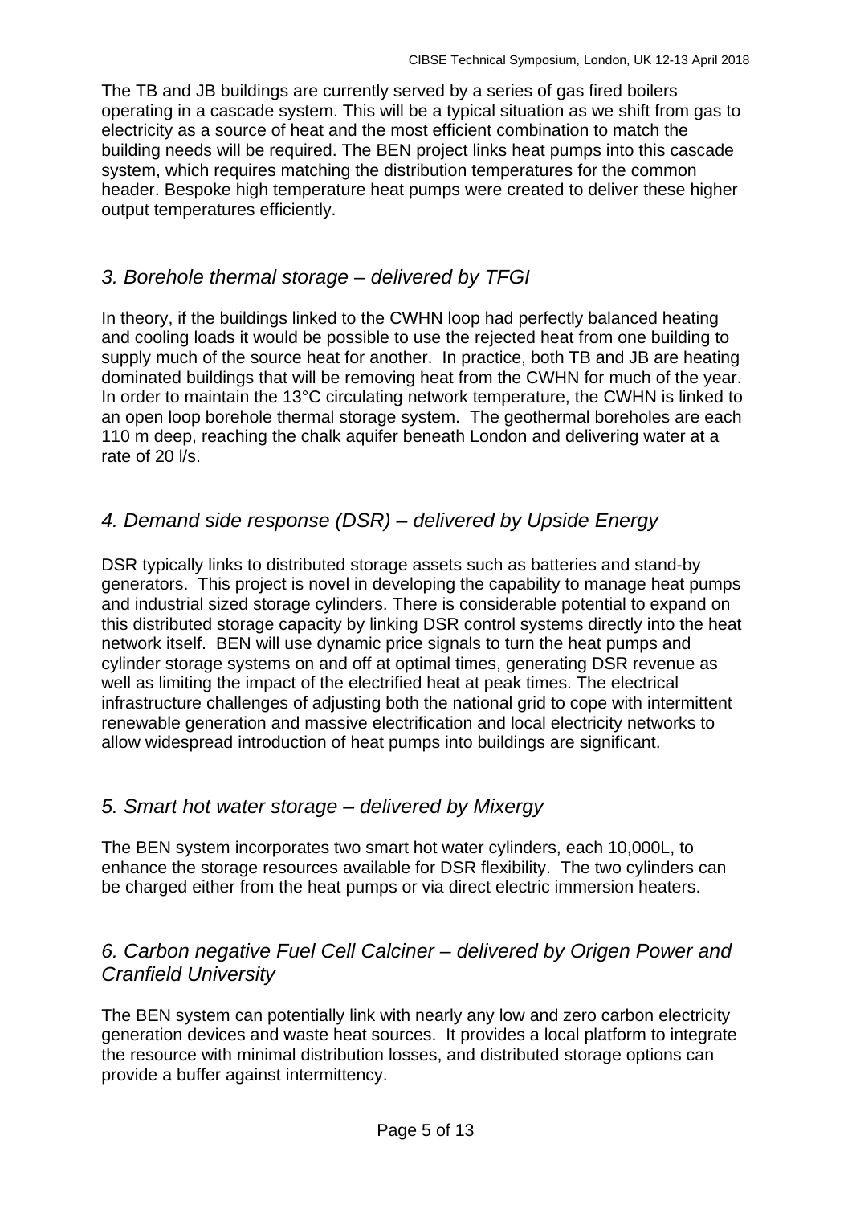The TB and JB buildings are currently served by a series of gas fired boilers operating in a cascade system. This will be a typical situation as we shift from gas to electricity as a source of heat and the most efficient combination to match the building needs will be required. The BEN project links heat pumps into this cascade system, which requires matching the distribution temperatures for the common header. Bespoke high temperature heat pumps were created to deliver these higher output temperatures efficiently.

## *3. Borehole thermal storage – delivered by TFGI*

In theory, if the buildings linked to the CWHN loop had perfectly balanced heating and cooling loads it would be possible to use the rejected heat from one building to supply much of the source heat for another. In practice, both TB and JB are heating dominated buildings that will be removing heat from the CWHN for much of the year. In order to maintain the 13°C circulating network temperature, the CWHN is linked to an open loop borehole thermal storage system. The geothermal boreholes are each 110 m deep, reaching the chalk aquifer beneath London and delivering water at a rate of 20 l/s.

## *4. Demand side response (DSR) – delivered by Upside Energy*

DSR typically links to distributed storage assets such as batteries and stand-by generators. This project is novel in developing the capability to manage heat pumps and industrial sized storage cylinders. There is considerable potential to expand on this distributed storage capacity by linking DSR control systems directly into the heat network itself. BEN will use dynamic price signals to turn the heat pumps and cylinder storage systems on and off at optimal times, generating DSR revenue as well as limiting the impact of the electrified heat at peak times. The electrical infrastructure challenges of adjusting both the national grid to cope with intermittent renewable generation and massive electrification and local electricity networks to allow widespread introduction of heat pumps into buildings are significant.

## *5. Smart hot water storage – delivered by Mixergy*

The BEN system incorporates two smart hot water cylinders, each 10,000L, to enhance the storage resources available for DSR flexibility. The two cylinders can be charged either from the heat pumps or via direct electric immersion heaters.

## *6. Carbon negative Fuel Cell Calciner – delivered by Origen Power and Cranfield University*

The BEN system can potentially link with nearly any low and zero carbon electricity generation devices and waste heat sources. It provides a local platform to integrate the resource with minimal distribution losses, and distributed storage options can provide a buffer against intermittency.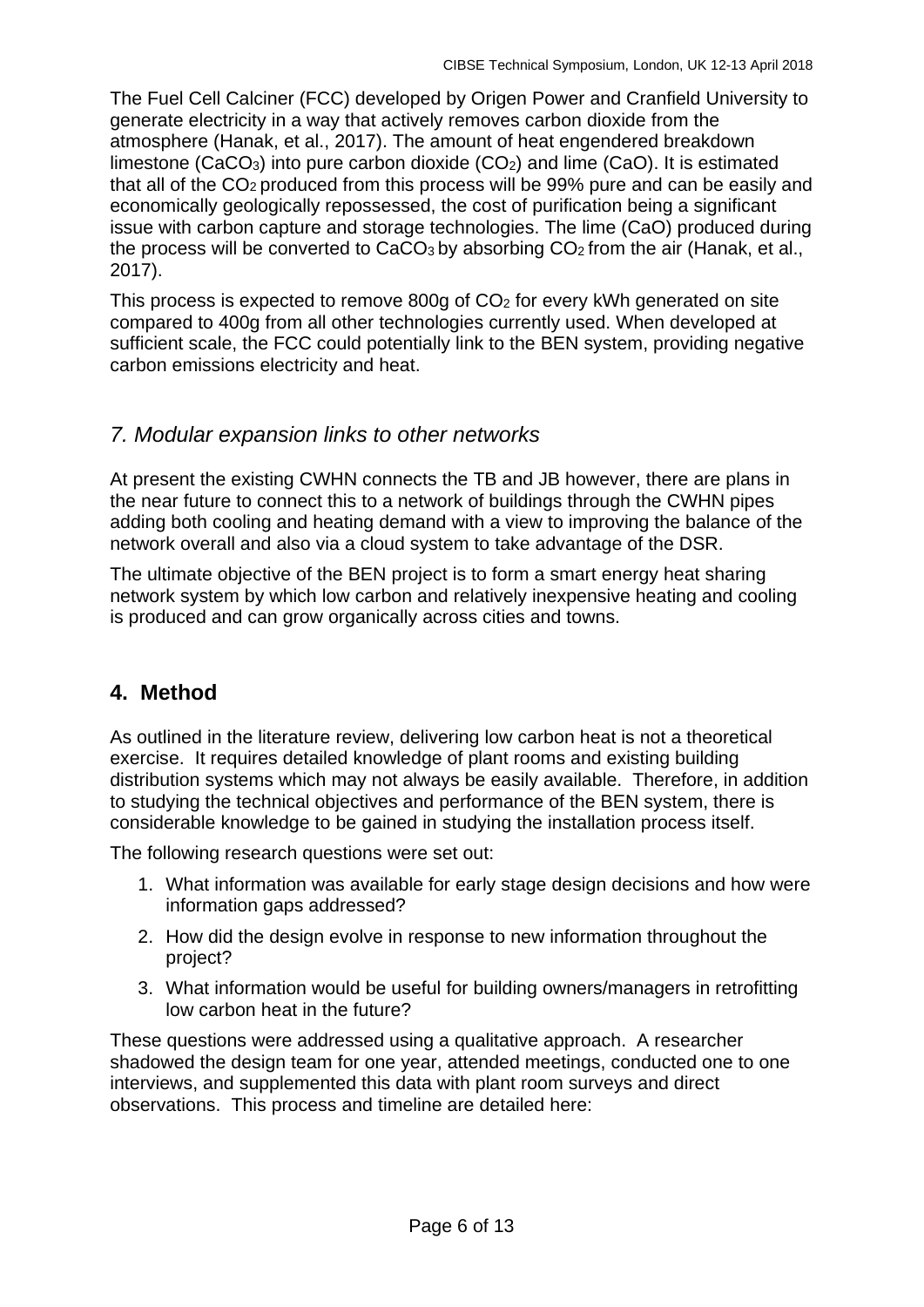The Fuel Cell Calciner (FCC) developed by Origen Power and Cranfield University to generate electricity in a way that actively removes carbon dioxide from the atmosphere (Hanak, et al., 2017). The amount of heat engendered breakdown limestone ($CaCO_3$) into pure carbon dioxide ($CO_2$) and lime (CaO). It is estimated that all of the $CO_2$ produced from this process will be 99% pure and can be easily and economically geologically repossessed, the cost of purification being a significant issue with carbon capture and storage technologies. The lime (CaO) produced during the process will be converted to $CaCO_3$ by absorbing $CO_2$ from the air (Hanak, et al., 2017).

This process is expected to remove 800g of $CO_2$ for every kWh generated on site compared to 400g from all other technologies currently used. When developed at sufficient scale, the FCC could potentially link to the BEN system, providing negative carbon emissions electricity and heat.

### *7. Modular expansion links to other networks*

At present the existing CWHN connects the TB and JB however, there are plans in the near future to connect this to a network of buildings through the CWHN pipes adding both cooling and heating demand with a view to improving the balance of the network overall and also via a cloud system to take advantage of the DSR.

The ultimate objective of the BEN project is to form a smart energy heat sharing network system by which low carbon and relatively inexpensive heating and cooling is produced and can grow organically across cities and towns.

## 4. Method

As outlined in the literature review, delivering low carbon heat is not a theoretical exercise. It requires detailed knowledge of plant rooms and existing building distribution systems which may not always be easily available. Therefore, in addition to studying the technical objectives and performance of the BEN system, there is considerable knowledge to be gained in studying the installation process itself.

The following research questions were set out:

1. What information was available for early stage design decisions and how were information gaps addressed?
2. How did the design evolve in response to new information throughout the project?
3. What information would be useful for building owners/managers in retrofitting low carbon heat in the future?

These questions were addressed using a qualitative approach. A researcher shadowed the design team for one year, attended meetings, conducted one to one interviews, and supplemented this data with plant room surveys and direct observations. This process and timeline are detailed here: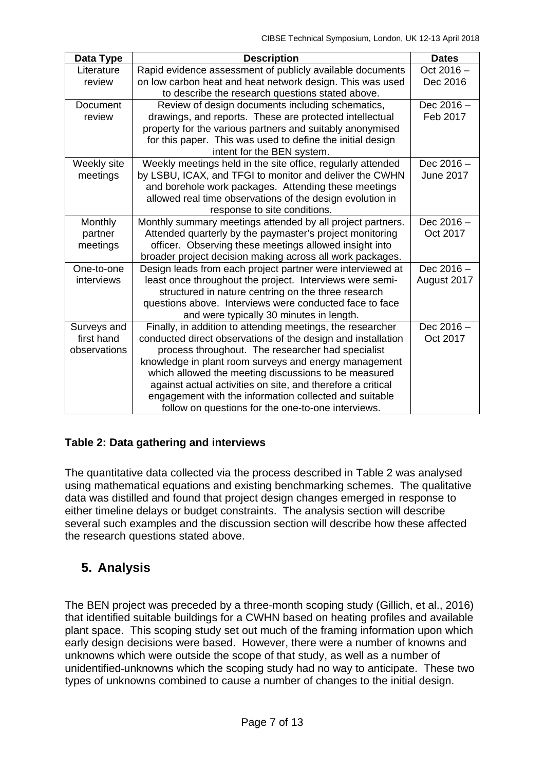| Data Type | Description | Dates |
| --- | --- | --- |
| Literature review | Rapid evidence assessment of publicly available documents on low carbon heat and heat network design. This was used to describe the research questions stated above. | Oct 2016 – Dec 2016 |
| Document review | Review of design documents including schematics, drawings, and reports. These are protected intellectual property for the various partners and suitably anonymised for this paper. This was used to define the initial design intent for the BEN system. | Dec 2016 – Feb 2017 |
| Weekly site meetings | Weekly meetings held in the site office, regularly attended by LSBU, ICAX, and TFGI to monitor and deliver the CWHN and borehole work packages. Attending these meetings allowed real time observations of the design evolution in response to site conditions. | Dec 2016 – June 2017 |
| Monthly partner meetings | Monthly summary meetings attended by all project partners. Attended quarterly by the paymaster's project monitoring officer. Observing these meetings allowed insight into broader project decision making across all work packages. | Dec 2016 – Oct 2017 |
| One-to-one interviews | Design leads from each project partner were interviewed at least once throughout the project. Interviews were semi-structured in nature centring on the three research questions above. Interviews were conducted face to face and were typically 30 minutes in length. | Dec 2016 – August 2017 |
| Surveys and first hand observations | Finally, in addition to attending meetings, the researcher conducted direct observations of the design and installation process throughout. The researcher had specialist knowledge in plant room surveys and energy management which allowed the meeting discussions to be measured against actual activities on site, and therefore a critical engagement with the information collected and suitable follow on questions for the one-to-one interviews. | Dec 2016 – Oct 2017 |

**Table 2: Data gathering and interviews**

The quantitative data collected via the process described in Table 2 was analysed using mathematical equations and existing benchmarking schemes. The qualitative data was distilled and found that project design changes emerged in response to either timeline delays or budget constraints. The analysis section will describe several such examples and the discussion section will describe how these affected the research questions stated above.

## 5. Analysis

The BEN project was preceded by a three-month scoping study (Gillich, et al., 2016) that identified suitable buildings for a CWHN based on heating profiles and available plant space. This scoping study set out much of the framing information upon which early design decisions were based. However, there were a number of knowns and unknowns which were outside the scope of that study, as well as a number of unidentified unknowns which the scoping study had no way to anticipate. These two types of unknowns combined to cause a number of changes to the initial design.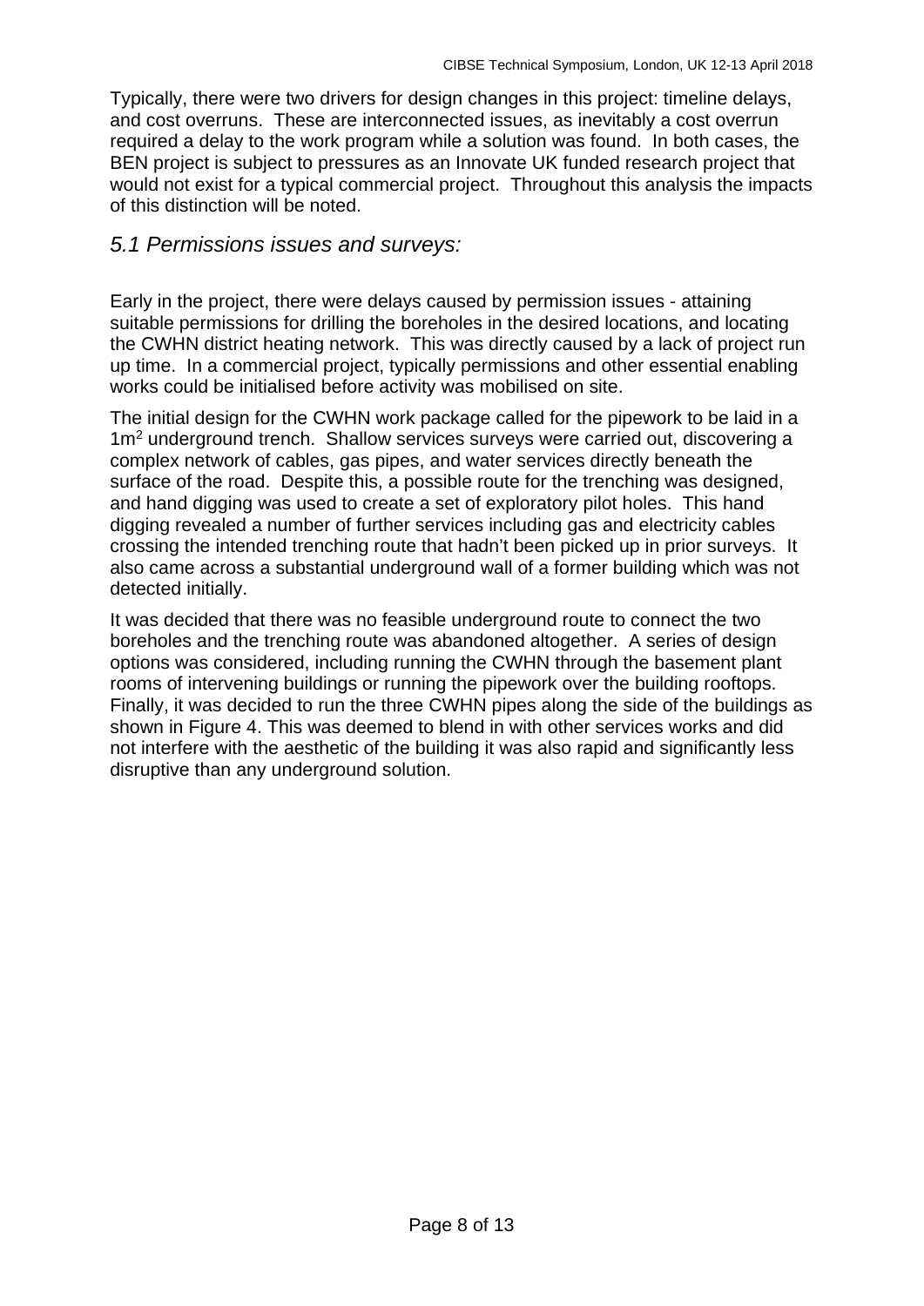Typically, there were two drivers for design changes in this project: timeline delays, and cost overruns. These are interconnected issues, as inevitably a cost overrun required a delay to the work program while a solution was found. In both cases, the BEN project is subject to pressures as an Innovate UK funded research project that would not exist for a typical commercial project. Throughout this analysis the impacts of this distinction will be noted.

## *5.1 Permissions issues and surveys:*

Early in the project, there were delays caused by permission issues - attaining suitable permissions for drilling the boreholes in the desired locations, and locating the CWHN district heating network. This was directly caused by a lack of project run up time. In a commercial project, typically permissions and other essential enabling works could be initialised before activity was mobilised on site.

The initial design for the CWHN work package called for the pipework to be laid in a $1m^2$ underground trench. Shallow services surveys were carried out, discovering a complex network of cables, gas pipes, and water services directly beneath the surface of the road. Despite this, a possible route for the trenching was designed, and hand digging was used to create a set of exploratory pilot holes. This hand digging revealed a number of further services including gas and electricity cables crossing the intended trenching route that hadn't been picked up in prior surveys. It also came across a substantial underground wall of a former building which was not detected initially.

It was decided that there was no feasible underground route to connect the two boreholes and the trenching route was abandoned altogether. A series of design options was considered, including running the CWHN through the basement plant rooms of intervening buildings or running the pipework over the building rooftops. Finally, it was decided to run the three CWHN pipes along the side of the buildings as shown in Figure 4. This was deemed to blend in with other services works and did not interfere with the aesthetic of the building it was also rapid and significantly less disruptive than any underground solution.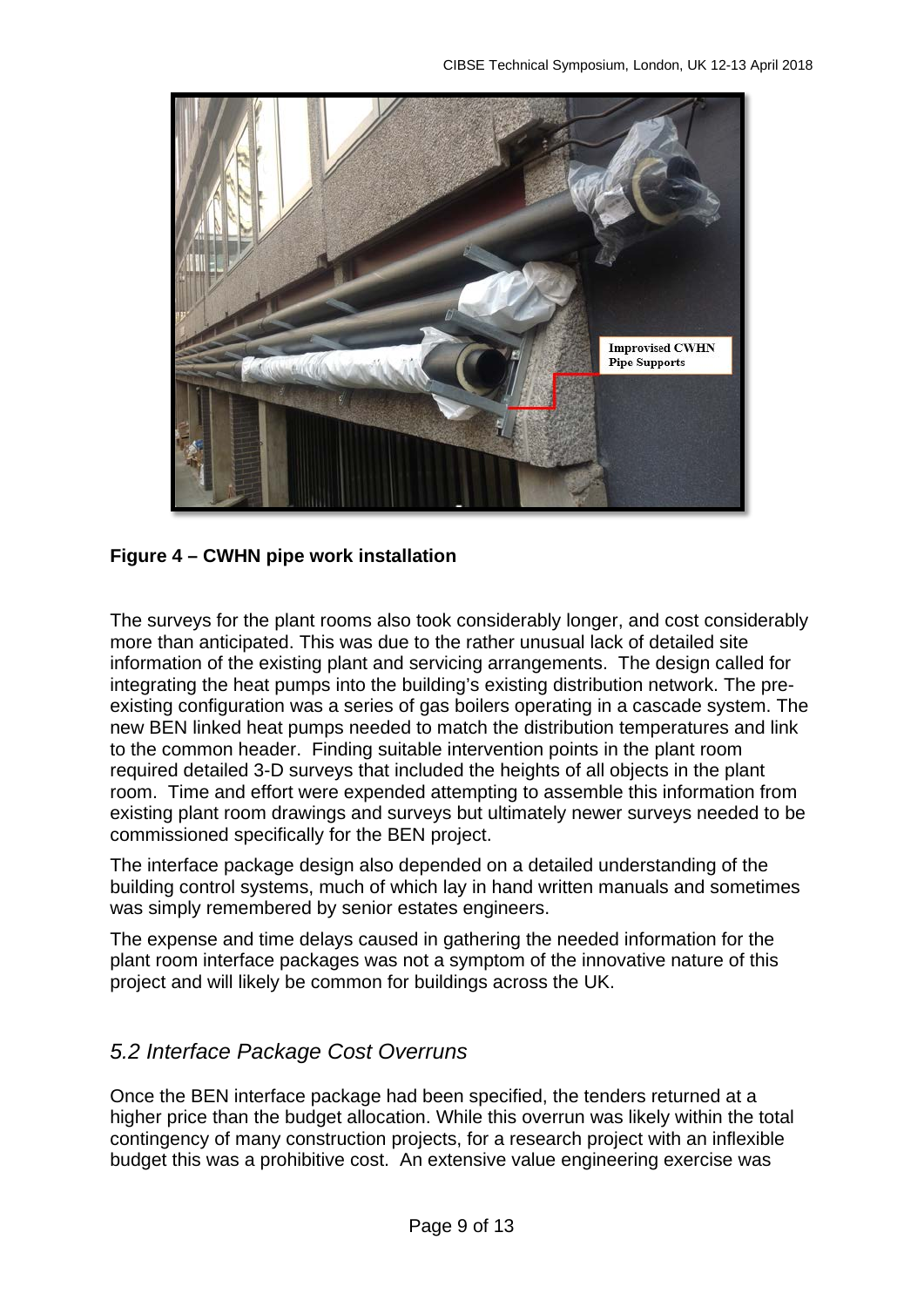**Figure 4 – CWHN pipe work installation**

The surveys for the plant rooms also took considerably longer, and cost considerably more than anticipated. This was due to the rather unusual lack of detailed site information of the existing plant and servicing arrangements. The design called for integrating the heat pumps into the building's existing distribution network. The pre-existing configuration was a series of gas boilers operating in a cascade system. The new BEN linked heat pumps needed to match the distribution temperatures and link to the common header. Finding suitable intervention points in the plant room required detailed 3-D surveys that included the heights of all objects in the plant room. Time and effort were expended attempting to assemble this information from existing plant room drawings and surveys but ultimately newer surveys needed to be commissioned specifically for the BEN project.

The interface package design also depended on a detailed understanding of the building control systems, much of which lay in hand written manuals and sometimes was simply remembered by senior estates engineers.

The expense and time delays caused in gathering the needed information for the plant room interface packages was not a symptom of the innovative nature of this project and will likely be common for buildings across the UK.

## *5.2 Interface Package Cost Overruns*

Once the BEN interface package had been specified, the tenders returned at a higher price than the budget allocation. While this overrun was likely within the total contingency of many construction projects, for a research project with an inflexible budget this was a prohibitive cost. An extensive value engineering exercise was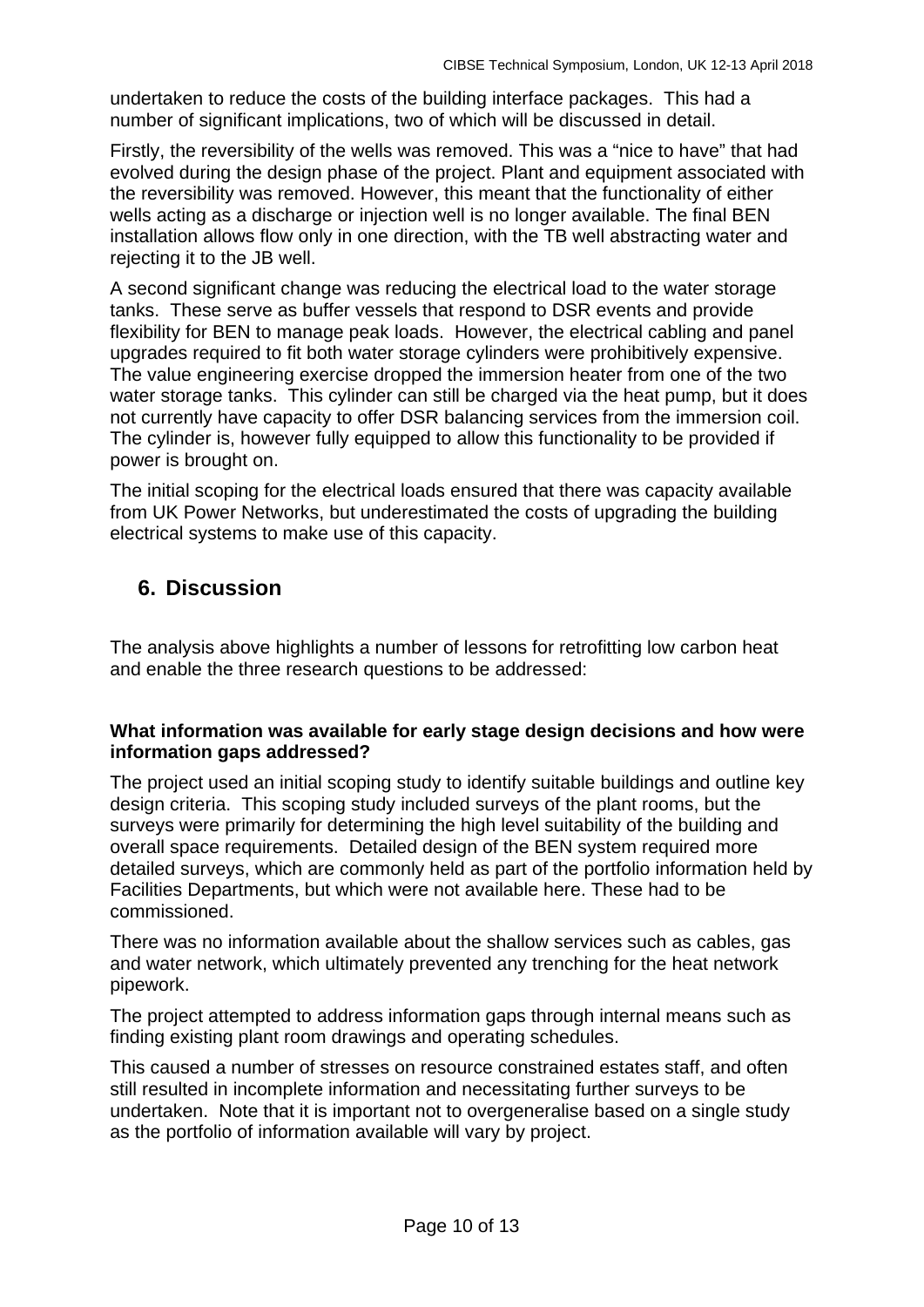undertaken to reduce the costs of the building interface packages. This had a number of significant implications, two of which will be discussed in detail.

Firstly, the reversibility of the wells was removed. This was a "nice to have" that had evolved during the design phase of the project. Plant and equipment associated with the reversibility was removed. However, this meant that the functionality of either wells acting as a discharge or injection well is no longer available. The final BEN installation allows flow only in one direction, with the TB well abstracting water and rejecting it to the JB well.

A second significant change was reducing the electrical load to the water storage tanks. These serve as buffer vessels that respond to DSR events and provide flexibility for BEN to manage peak loads. However, the electrical cabling and panel upgrades required to fit both water storage cylinders were prohibitively expensive. The value engineering exercise dropped the immersion heater from one of the two water storage tanks. This cylinder can still be charged via the heat pump, but it does not currently have capacity to offer DSR balancing services from the immersion coil. The cylinder is, however fully equipped to allow this functionality to be provided if power is brought on.

The initial scoping for the electrical loads ensured that there was capacity available from UK Power Networks, but underestimated the costs of upgrading the building electrical systems to make use of this capacity.

## 6. Discussion

The analysis above highlights a number of lessons for retrofitting low carbon heat and enable the three research questions to be addressed:

**What information was available for early stage design decisions and how were information gaps addressed?**

The project used an initial scoping study to identify suitable buildings and outline key design criteria. This scoping study included surveys of the plant rooms, but the surveys were primarily for determining the high level suitability of the building and overall space requirements. Detailed design of the BEN system required more detailed surveys, which are commonly held as part of the portfolio information held by Facilities Departments, but which were not available here. These had to be commissioned.

There was no information available about the shallow services such as cables, gas and water network, which ultimately prevented any trenching for the heat network pipework.

The project attempted to address information gaps through internal means such as finding existing plant room drawings and operating schedules.

This caused a number of stresses on resource constrained estates staff, and often still resulted in incomplete information and necessitating further surveys to be undertaken. Note that it is important not to overgeneralise based on a single study as the portfolio of information available will vary by project.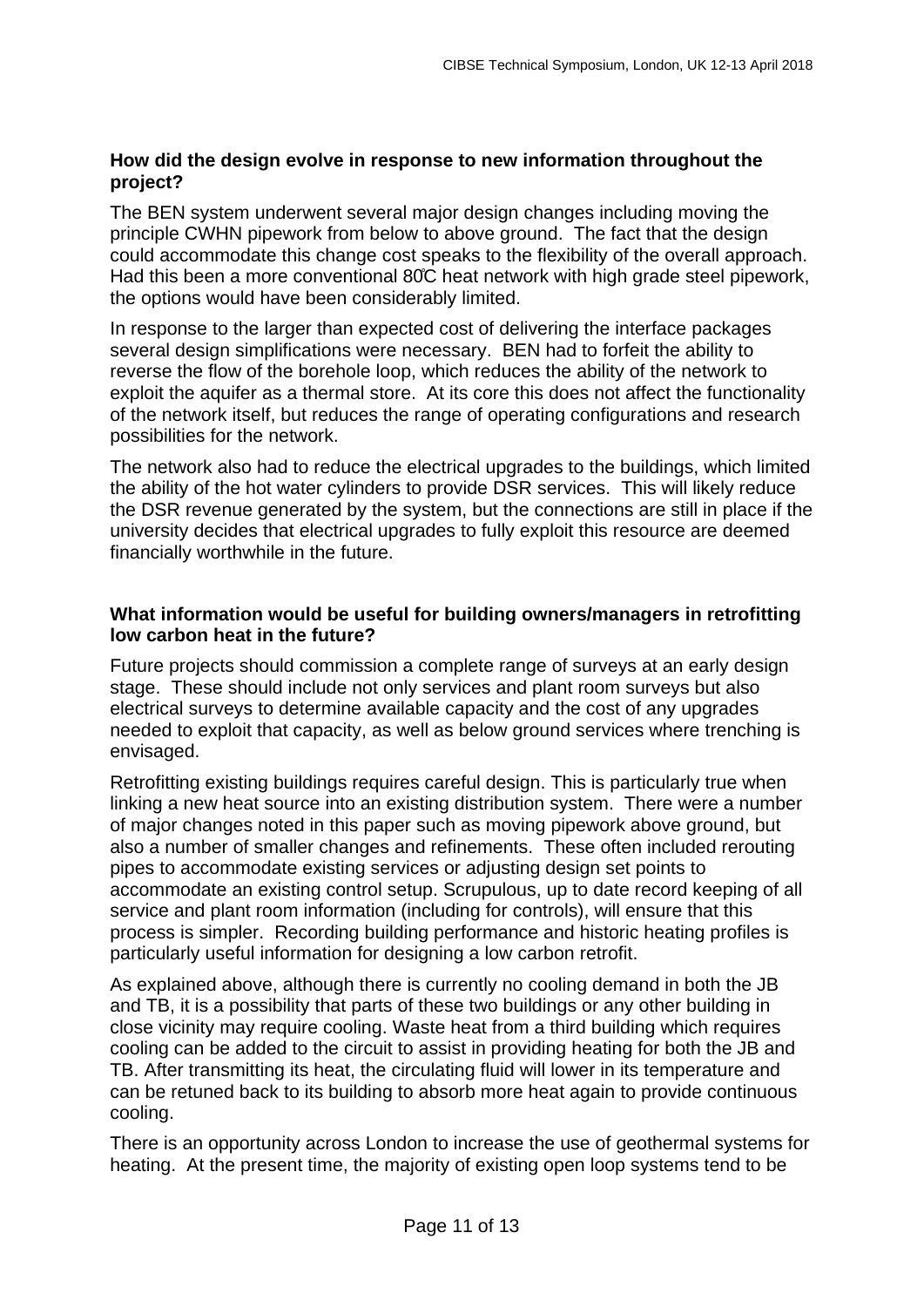**How did the design evolve in response to new information throughout the project?**

The BEN system underwent several major design changes including moving the principle CWHN pipework from below to above ground. The fact that the design could accommodate this change cost speaks to the flexibility of the overall approach. Had this been a more conventional 80̊C heat network with high grade steel pipework, the options would have been considerably limited.

In response to the larger than expected cost of delivering the interface packages several design simplifications were necessary. BEN had to forfeit the ability to reverse the flow of the borehole loop, which reduces the ability of the network to exploit the aquifer as a thermal store. At its core this does not affect the functionality of the network itself, but reduces the range of operating configurations and research possibilities for the network.

The network also had to reduce the electrical upgrades to the buildings, which limited the ability of the hot water cylinders to provide DSR services. This will likely reduce the DSR revenue generated by the system, but the connections are still in place if the university decides that electrical upgrades to fully exploit this resource are deemed financially worthwhile in the future.

**What information would be useful for building owners/managers in retrofitting low carbon heat in the future?**

Future projects should commission a complete range of surveys at an early design stage. These should include not only services and plant room surveys but also electrical surveys to determine available capacity and the cost of any upgrades needed to exploit that capacity, as well as below ground services where trenching is envisaged.

Retrofitting existing buildings requires careful design. This is particularly true when linking a new heat source into an existing distribution system. There were a number of major changes noted in this paper such as moving pipework above ground, but also a number of smaller changes and refinements. These often included rerouting pipes to accommodate existing services or adjusting design set points to accommodate an existing control setup. Scrupulous, up to date record keeping of all service and plant room information (including for controls), will ensure that this process is simpler. Recording building performance and historic heating profiles is particularly useful information for designing a low carbon retrofit.

As explained above, although there is currently no cooling demand in both the JB and TB, it is a possibility that parts of these two buildings or any other building in close vicinity may require cooling. Waste heat from a third building which requires cooling can be added to the circuit to assist in providing heating for both the JB and TB. After transmitting its heat, the circulating fluid will lower in its temperature and can be retuned back to its building to absorb more heat again to provide continuous cooling.

There is an opportunity across London to increase the use of geothermal systems for heating. At the present time, the majority of existing open loop systems tend to be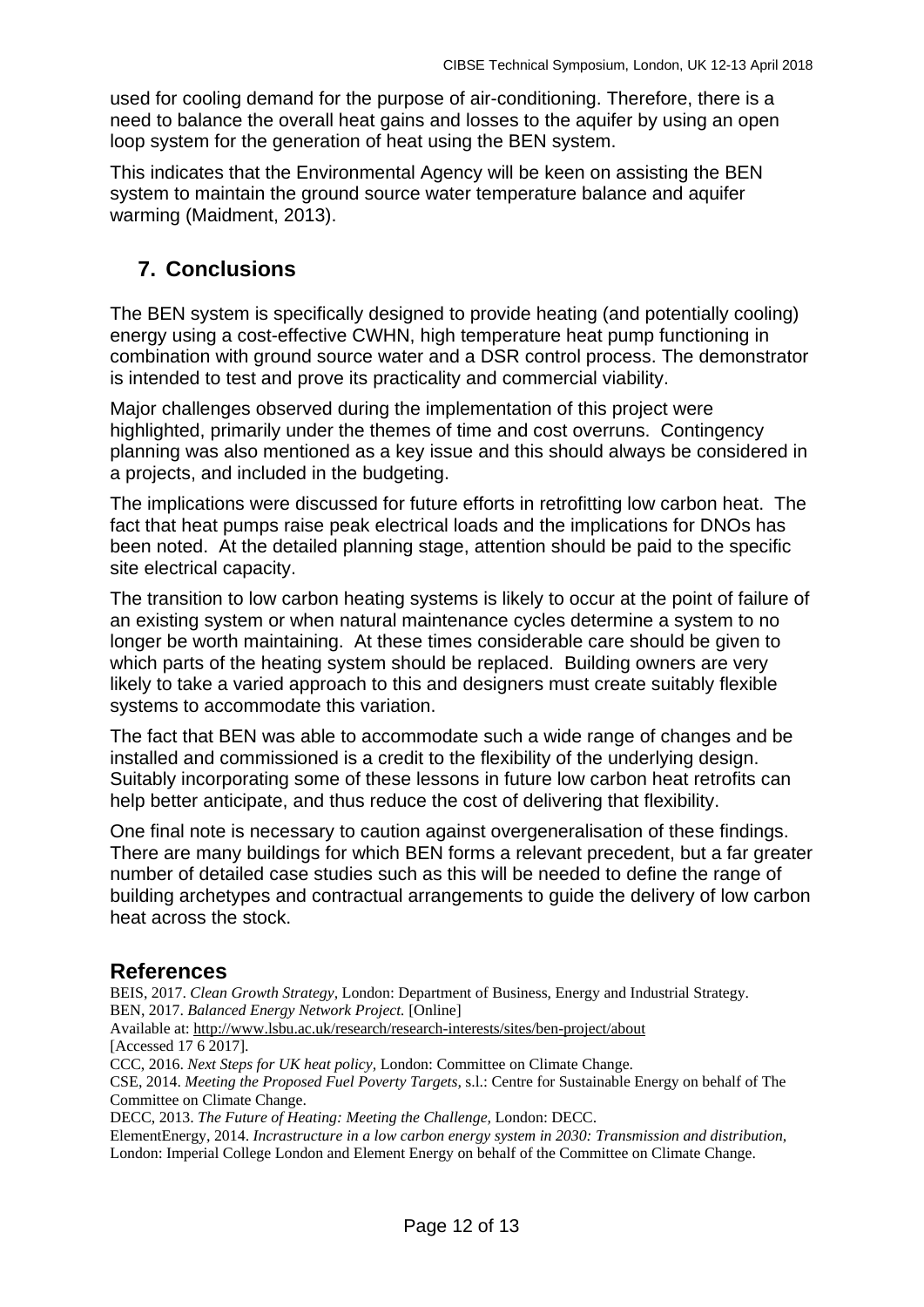used for cooling demand for the purpose of air-conditioning. Therefore, there is a need to balance the overall heat gains and losses to the aquifer by using an open loop system for the generation of heat using the BEN system.

This indicates that the Environmental Agency will be keen on assisting the BEN system to maintain the ground source water temperature balance and aquifer warming (Maidment, 2013).

## 7. Conclusions

The BEN system is specifically designed to provide heating (and potentially cooling) energy using a cost-effective CWHN, high temperature heat pump functioning in combination with ground source water and a DSR control process. The demonstrator is intended to test and prove its practicality and commercial viability.

Major challenges observed during the implementation of this project were highlighted, primarily under the themes of time and cost overruns. Contingency planning was also mentioned as a key issue and this should always be considered in a projects, and included in the budgeting.

The implications were discussed for future efforts in retrofitting low carbon heat. The fact that heat pumps raise peak electrical loads and the implications for DNOs has been noted. At the detailed planning stage, attention should be paid to the specific site electrical capacity.

The transition to low carbon heating systems is likely to occur at the point of failure of an existing system or when natural maintenance cycles determine a system to no longer be worth maintaining. At these times considerable care should be given to which parts of the heating system should be replaced. Building owners are very likely to take a varied approach to this and designers must create suitably flexible systems to accommodate this variation.

The fact that BEN was able to accommodate such a wide range of changes and be installed and commissioned is a credit to the flexibility of the underlying design. Suitably incorporating some of these lessons in future low carbon heat retrofits can help better anticipate, and thus reduce the cost of delivering that flexibility.

One final note is necessary to caution against overgeneralisation of these findings. There are many buildings for which BEN forms a relevant precedent, but a far greater number of detailed case studies such as this will be needed to define the range of building archetypes and contractual arrangements to guide the delivery of low carbon heat across the stock.

## References

BEIS, 2017. *Clean Growth Strategy,* London: Department of Business, Energy and Industrial Strategy.

BEN, 2017. *Balanced Energy Network Project.* [Online]
Available at: http://www.lsbu.ac.uk/research/research-interests/sites/ben-project/about
[Accessed 17 6 2017].

CCC, 2016. *Next Steps for UK heat policy,* London: Committee on Climate Change.

CSE, 2014. *Meeting the Proposed Fuel Poverty Targets,* s.l.: Centre for Sustainable Energy on behalf of The Committee on Climate Change.

DECC, 2013. *The Future of Heating: Meeting the Challenge,* London: DECC.

ElementEnergy, 2014. *Incrastructure in a low carbon energy system in 2030: Transmission and distribution,* London: Imperial College London and Element Energy on behalf of the Committee on Climate Change.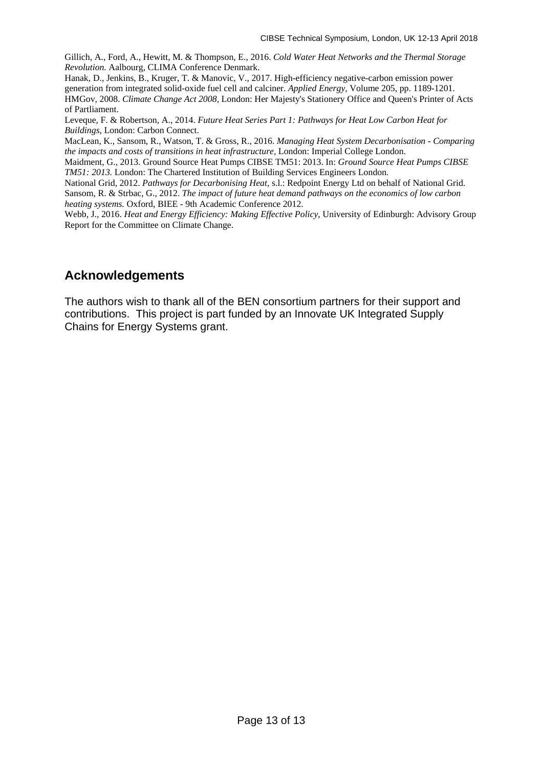Gillich, A., Ford, A., Hewitt, M. & Thompson, E., 2016. *Cold Water Heat Networks and the Thermal Storage Revolution.* Aalbourg, CLIMA Conference Denmark.

Hanak, D., Jenkins, B., Kruger, T. & Manovic, V., 2017. High-efficiency negative-carbon emission power generation from integrated solid-oxide fuel cell and calciner. *Applied Energy,* Volume 205, pp. 1189-1201.

HMGov, 2008. *Climate Change Act 2008,* London: Her Majesty's Stationery Office and Queen's Printer of Acts of Partliament.

Leveque, F. & Robertson, A., 2014. *Future Heat Series Part 1: Pathways for Heat Low Carbon Heat for Buildings,* London: Carbon Connect.

MacLean, K., Sansom, R., Watson, T. & Gross, R., 2016. *Managing Heat System Decarbonisation - Comparing the impacts and costs of transitions in heat infrastructure,* London: Imperial College London.

Maidment, G., 2013. Ground Source Heat Pumps CIBSE TM51: 2013. In: *Ground Source Heat Pumps CIBSE TM51: 2013.* London: The Chartered Institution of Building Services Engineers London.

National Grid, 2012. *Pathways for Decarbonising Heat,* s.l.: Redpoint Energy Ltd on behalf of National Grid.

Sansom, R. & Strbac, G., 2012. *The impact of future heat demand pathways on the economics of low carbon heating systems.* Oxford, BIEE - 9th Academic Conference 2012.

Webb, J., 2016. *Heat and Energy Efficiency: Making Effective Policy,* University of Edinburgh: Advisory Group Report for the Committee on Climate Change.

## Acknowledgements

The authors wish to thank all of the BEN consortium partners for their support and contributions. This project is part funded by an Innovate UK Integrated Supply Chains for Energy Systems grant.